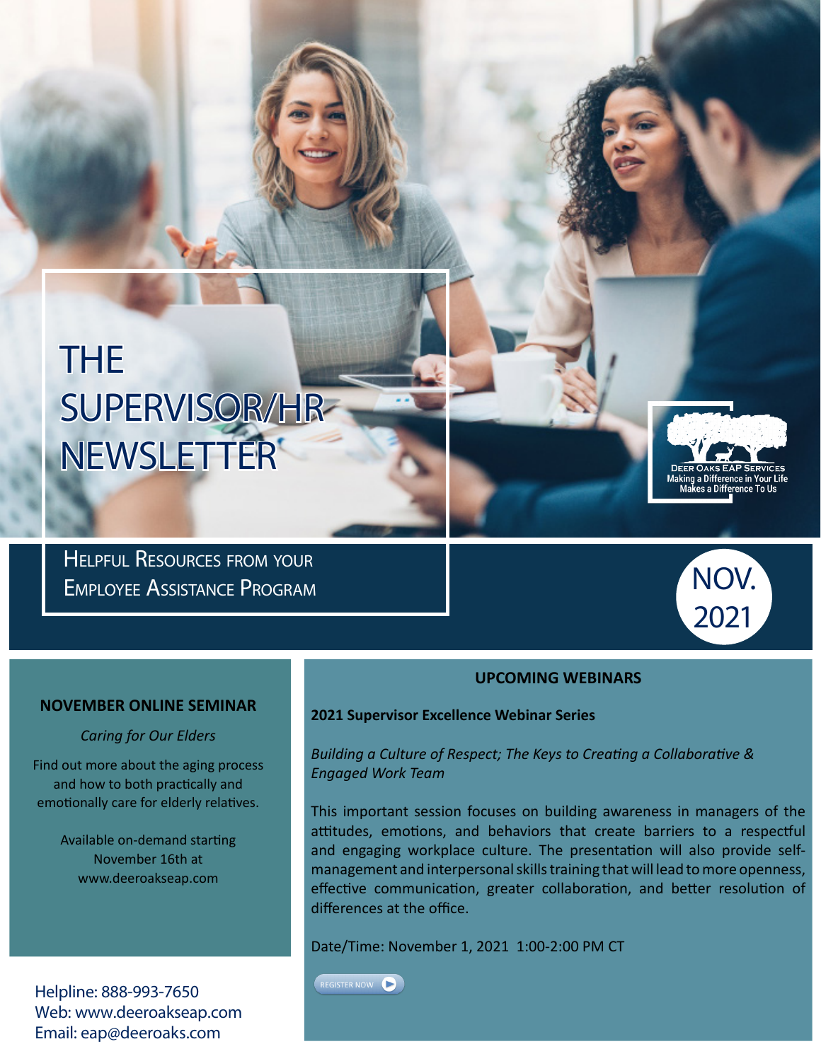# THE SUPERVISOR/HR NEWSLETTER

DEER OAKS EAP SERVICES
Making a Difference in Your Life
Makes a Difference To Us

HELPFUL RESOURCES FROM YOUR EMPLOYEE ASSISTANCE PROGRAM

NOV. 2021

## NOVEMBER ONLINE SEMINAR

*Caring for Our Elders*

Find out more about the aging process and how to both practically and emotionally care for elderly relatives.

Available on-demand starting November 16th at www.deeroakseap.com

## UPCOMING WEBINARS

**2021 Supervisor Excellence Webinar Series**

*Building a Culture of Respect; The Keys to Creating a Collaborative & Engaged Work Team*

This important session focuses on building awareness in managers of the attitudes, emotions, and behaviors that create barriers to a respectful and engaging workplace culture. The presentation will also provide self-management and interpersonal skills training that will lead to more openness, effective communication, greater collaboration, and better resolution of differences at the office.

Date/Time: November 1, 2021 1:00-2:00 PM CT

REGISTER NOW

Helpline: 888-993-7650
Web: www.deeroakseap.com
Email: eap@deeroaks.com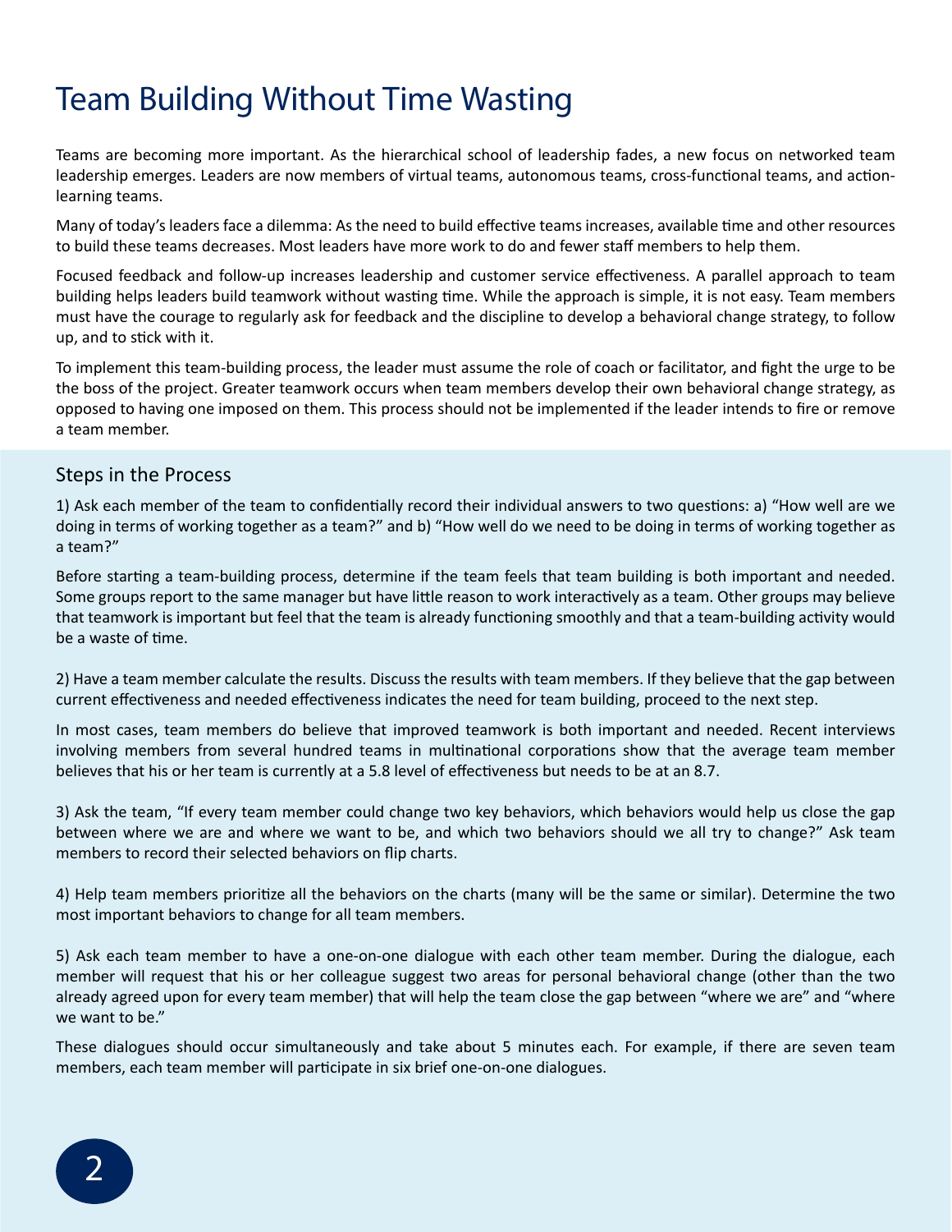# Team Building Without Time Wasting

Teams are becoming more important. As the hierarchical school of leadership fades, a new focus on networked team leadership emerges. Leaders are now members of virtual teams, autonomous teams, cross-functional teams, and action-learning teams.

Many of today's leaders face a dilemma: As the need to build effective teams increases, available time and other resources to build these teams decreases. Most leaders have more work to do and fewer staff members to help them.

Focused feedback and follow-up increases leadership and customer service effectiveness. A parallel approach to team building helps leaders build teamwork without wasting time. While the approach is simple, it is not easy. Team members must have the courage to regularly ask for feedback and the discipline to develop a behavioral change strategy, to follow up, and to stick with it.

To implement this team-building process, the leader must assume the role of coach or facilitator, and fight the urge to be the boss of the project. Greater teamwork occurs when team members develop their own behavioral change strategy, as opposed to having one imposed on them. This process should not be implemented if the leader intends to fire or remove a team member.

## Steps in the Process

1) Ask each member of the team to confidentially record their individual answers to two questions: a) "How well are we doing in terms of working together as a team?" and b) "How well do we need to be doing in terms of working together as a team?"

Before starting a team-building process, determine if the team feels that team building is both important and needed. Some groups report to the same manager but have little reason to work interactively as a team. Other groups may believe that teamwork is important but feel that the team is already functioning smoothly and that a team-building activity would be a waste of time.

2) Have a team member calculate the results. Discuss the results with team members. If they believe that the gap between current effectiveness and needed effectiveness indicates the need for team building, proceed to the next step.

In most cases, team members do believe that improved teamwork is both important and needed. Recent interviews involving members from several hundred teams in multinational corporations show that the average team member believes that his or her team is currently at a 5.8 level of effectiveness but needs to be at an 8.7.

3) Ask the team, "If every team member could change two key behaviors, which behaviors would help us close the gap between where we are and where we want to be, and which two behaviors should we all try to change?" Ask team members to record their selected behaviors on flip charts.

4) Help team members prioritize all the behaviors on the charts (many will be the same or similar). Determine the two most important behaviors to change for all team members.

5) Ask each team member to have a one-on-one dialogue with each other team member. During the dialogue, each member will request that his or her colleague suggest two areas for personal behavioral change (other than the two already agreed upon for every team member) that will help the team close the gap between "where we are" and "where we want to be."

These dialogues should occur simultaneously and take about 5 minutes each. For example, if there are seven team members, each team member will participate in six brief one-on-one dialogues.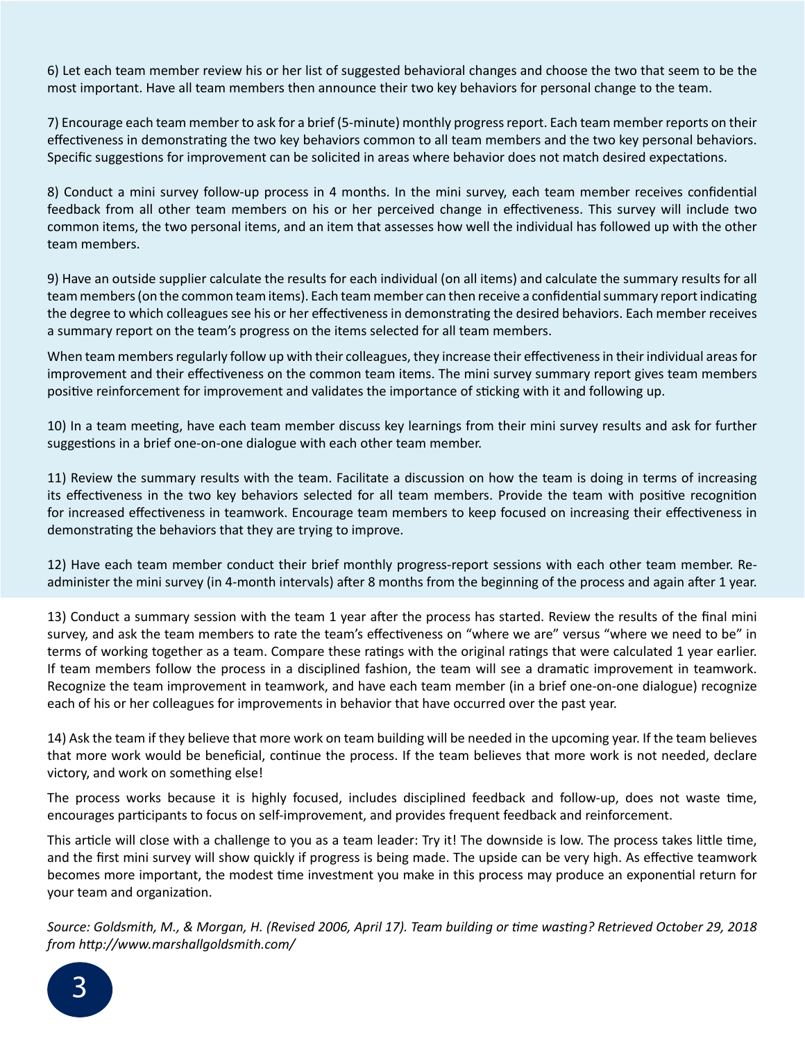6) Let each team member review his or her list of suggested behavioral changes and choose the two that seem to be the most important. Have all team members then announce their two key behaviors for personal change to the team.

7) Encourage each team member to ask for a brief (5-minute) monthly progress report. Each team member reports on their effectiveness in demonstrating the two key behaviors common to all team members and the two key personal behaviors. Specific suggestions for improvement can be solicited in areas where behavior does not match desired expectations.

8) Conduct a mini survey follow-up process in 4 months. In the mini survey, each team member receives confidential feedback from all other team members on his or her perceived change in effectiveness. This survey will include two common items, the two personal items, and an item that assesses how well the individual has followed up with the other team members.

9) Have an outside supplier calculate the results for each individual (on all items) and calculate the summary results for all team members (on the common team items). Each team member can then receive a confidential summary report indicating the degree to which colleagues see his or her effectiveness in demonstrating the desired behaviors. Each member receives a summary report on the team's progress on the items selected for all team members.

When team members regularly follow up with their colleagues, they increase their effectiveness in their individual areas for improvement and their effectiveness on the common team items. The mini survey summary report gives team members positive reinforcement for improvement and validates the importance of sticking with it and following up.

10) In a team meeting, have each team member discuss key learnings from their mini survey results and ask for further suggestions in a brief one-on-one dialogue with each other team member.

11) Review the summary results with the team. Facilitate a discussion on how the team is doing in terms of increasing its effectiveness in the two key behaviors selected for all team members. Provide the team with positive recognition for increased effectiveness in teamwork. Encourage team members to keep focused on increasing their effectiveness in demonstrating the behaviors that they are trying to improve.

12) Have each team member conduct their brief monthly progress-report sessions with each other team member. Re-administer the mini survey (in 4-month intervals) after 8 months from the beginning of the process and again after 1 year.

13) Conduct a summary session with the team 1 year after the process has started. Review the results of the final mini survey, and ask the team members to rate the team's effectiveness on "where we are" versus "where we need to be" in terms of working together as a team. Compare these ratings with the original ratings that were calculated 1 year earlier. If team members follow the process in a disciplined fashion, the team will see a dramatic improvement in teamwork. Recognize the team improvement in teamwork, and have each team member (in a brief one-on-one dialogue) recognize each of his or her colleagues for improvements in behavior that have occurred over the past year.

14) Ask the team if they believe that more work on team building will be needed in the upcoming year. If the team believes that more work would be beneficial, continue the process. If the team believes that more work is not needed, declare victory, and work on something else!

The process works because it is highly focused, includes disciplined feedback and follow-up, does not waste time, encourages participants to focus on self-improvement, and provides frequent feedback and reinforcement.

This article will close with a challenge to you as a team leader: Try it! The downside is low. The process takes little time, and the first mini survey will show quickly if progress is being made. The upside can be very high. As effective teamwork becomes more important, the modest time investment you make in this process may produce an exponential return for your team and organization.

*Source: Goldsmith, M., & Morgan, H. (Revised 2006, April 17). Team building or time wasting? Retrieved October 29, 2018 from http://www.marshallgoldsmith.com/*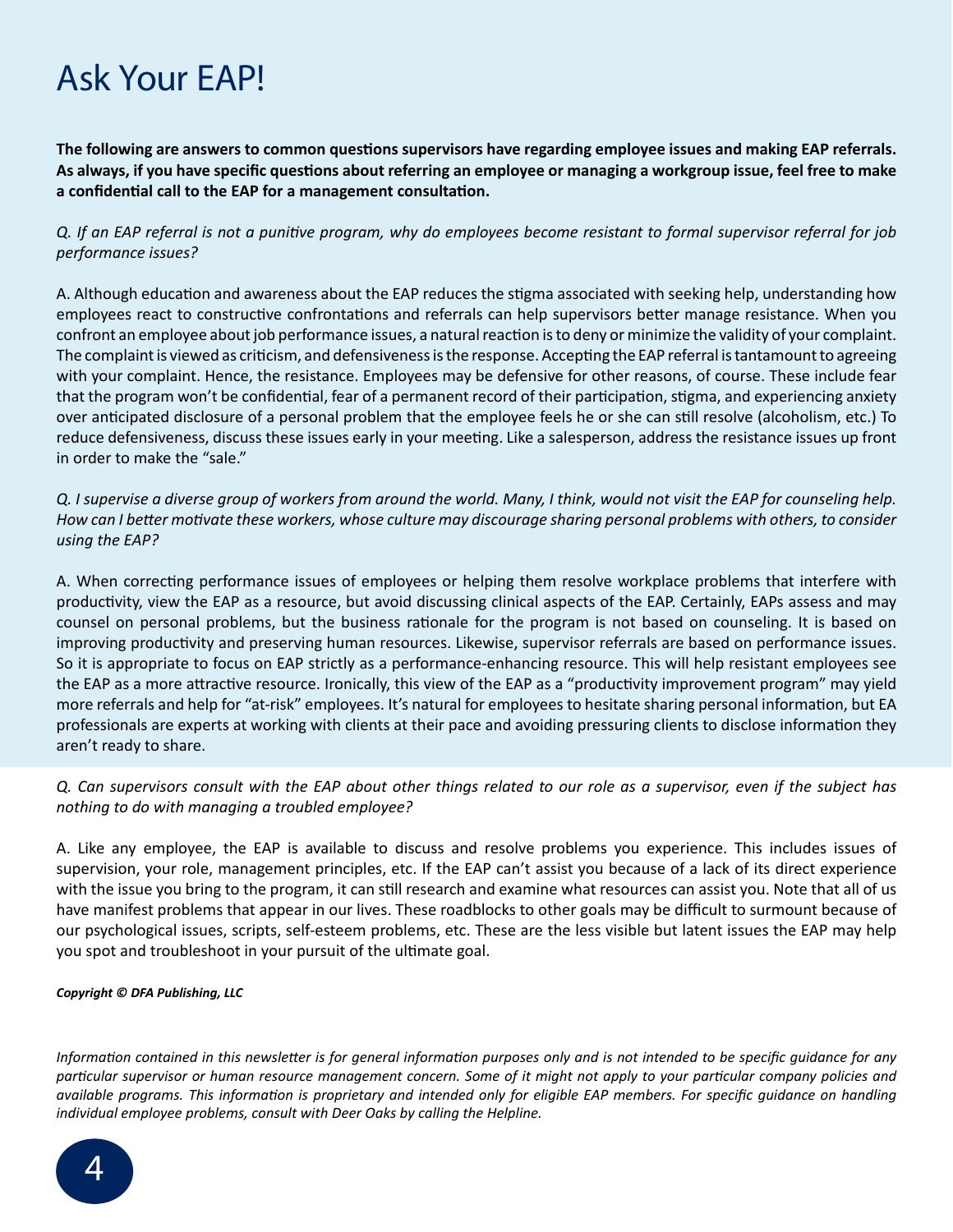# Ask Your EAP!

**The following are answers to common questions supervisors have regarding employee issues and making EAP referrals. As always, if you have specific questions about referring an employee or managing a workgroup issue, feel free to make a confidential call to the EAP for a management consultation.**

*Q. If an EAP referral is not a punitive program, why do employees become resistant to formal supervisor referral for job performance issues?*

A. Although education and awareness about the EAP reduces the stigma associated with seeking help, understanding how employees react to constructive confrontations and referrals can help supervisors better manage resistance. When you confront an employee about job performance issues, a natural reaction is to deny or minimize the validity of your complaint. The complaint is viewed as criticism, and defensiveness is the response. Accepting the EAP referral is tantamount to agreeing with your complaint. Hence, the resistance. Employees may be defensive for other reasons, of course. These include fear that the program won't be confidential, fear of a permanent record of their participation, stigma, and experiencing anxiety over anticipated disclosure of a personal problem that the employee feels he or she can still resolve (alcoholism, etc.) To reduce defensiveness, discuss these issues early in your meeting. Like a salesperson, address the resistance issues up front in order to make the "sale."

*Q. I supervise a diverse group of workers from around the world. Many, I think, would not visit the EAP for counseling help. How can I better motivate these workers, whose culture may discourage sharing personal problems with others, to consider using the EAP?*

A. When correcting performance issues of employees or helping them resolve workplace problems that interfere with productivity, view the EAP as a resource, but avoid discussing clinical aspects of the EAP. Certainly, EAPs assess and may counsel on personal problems, but the business rationale for the program is not based on counseling. It is based on improving productivity and preserving human resources. Likewise, supervisor referrals are based on performance issues. So it is appropriate to focus on EAP strictly as a performance-enhancing resource. This will help resistant employees see the EAP as a more attractive resource. Ironically, this view of the EAP as a "productivity improvement program" may yield more referrals and help for "at-risk" employees. It's natural for employees to hesitate sharing personal information, but EA professionals are experts at working with clients at their pace and avoiding pressuring clients to disclose information they aren't ready to share.

*Q. Can supervisors consult with the EAP about other things related to our role as a supervisor, even if the subject has nothing to do with managing a troubled employee?*

A. Like any employee, the EAP is available to discuss and resolve problems you experience. This includes issues of supervision, your role, management principles, etc. If the EAP can't assist you because of a lack of its direct experience with the issue you bring to the program, it can still research and examine what resources can assist you. Note that all of us have manifest problems that appear in our lives. These roadblocks to other goals may be difficult to surmount because of our psychological issues, scripts, self-esteem problems, etc. These are the less visible but latent issues the EAP may help you spot and troubleshoot in your pursuit of the ultimate goal.

***Copyright © DFA Publishing, LLC***

*Information contained in this newsletter is for general information purposes only and is not intended to be specific guidance for any particular supervisor or human resource management concern. Some of it might not apply to your particular company policies and available programs. This information is proprietary and intended only for eligible EAP members. For specific guidance on handling individual employee problems, consult with Deer Oaks by calling the Helpline.*